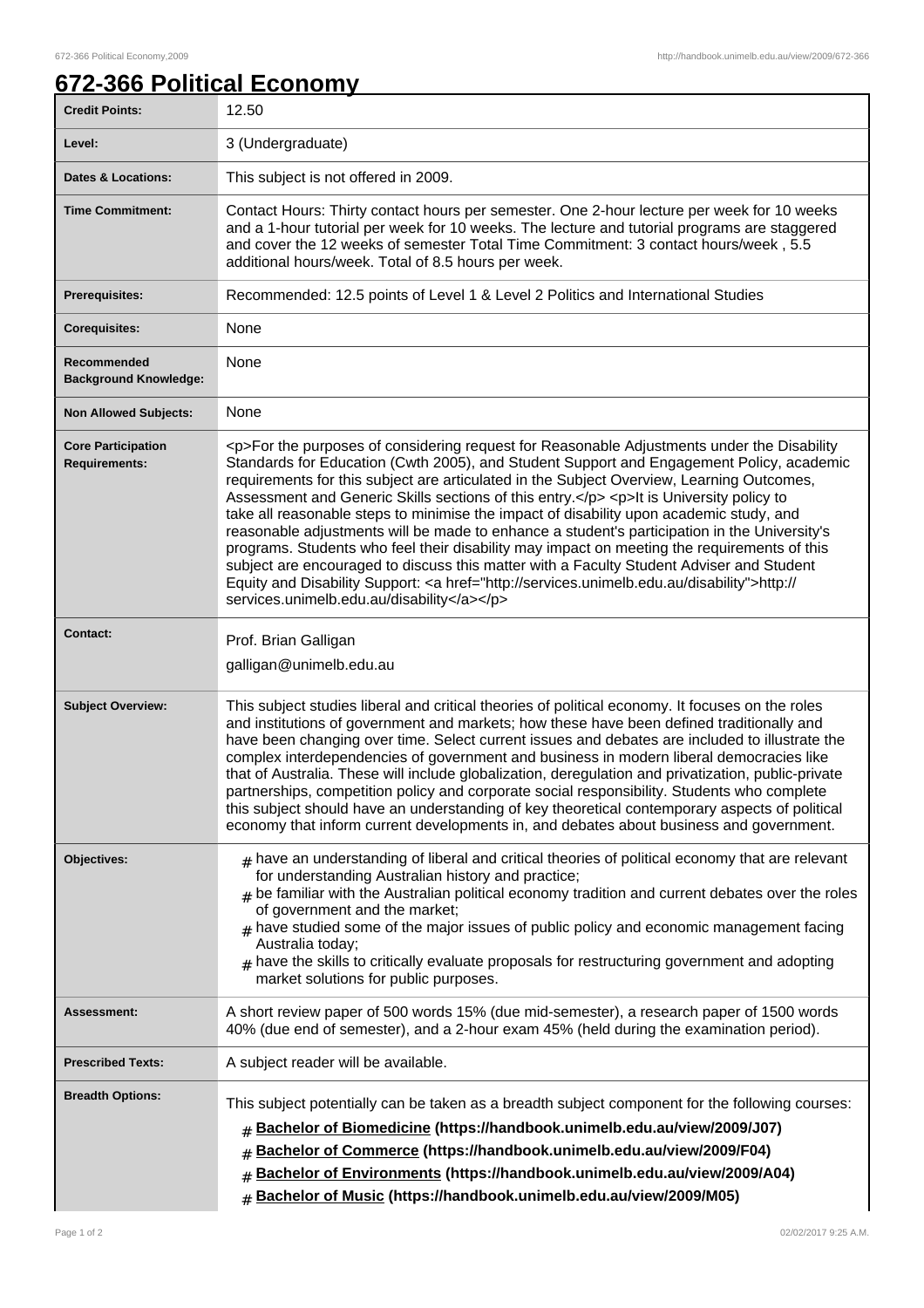# 672-366 Political Economy

| | |
|---|---|
| **Credit Points:** | 12.50 |
| **Level:** | 3 (Undergraduate) |
| **Dates & Locations:** | This subject is not offered in 2009. |
| **Time Commitment:** | Contact Hours: Thirty contact hours per semester. One 2-hour lecture per week for 10 weeks and a 1-hour tutorial per week for 10 weeks. The lecture and tutorial programs are staggered and cover the 12 weeks of semester Total Time Commitment: 3 contact hours/week , 5.5 additional hours/week. Total of 8.5 hours per week. |
| **Prerequisites:** | Recommended: 12.5 points of Level 1 & Level 2 Politics and International Studies |
| **Corequisites:** | None |
| **Recommended Background Knowledge:** | None |
| **Non Allowed Subjects:** | None |
| **Core Participation Requirements:** | <p>For the purposes of considering request for Reasonable Adjustments under the Disability Standards for Education (Cwth 2005), and Student Support and Engagement Policy, academic requirements for this subject are articulated in the Subject Overview, Learning Outcomes, Assessment and Generic Skills sections of this entry.</p> <p>It is University policy to take all reasonable steps to minimise the impact of disability upon academic study, and reasonable adjustments will be made to enhance a student's participation in the University's programs. Students who feel their disability may impact on meeting the requirements of this subject are encouraged to discuss this matter with a Faculty Student Adviser and Student Equity and Disability Support: <a href="http://services.unimelb.edu.au/disability">http://services.unimelb.edu.au/disability</a></p> |
| **Contact:** | Prof. Brian Galligan<br>galligan@unimelb.edu.au |
| **Subject Overview:** | This subject studies liberal and critical theories of political economy. It focuses on the roles and institutions of government and markets; how these have been defined traditionally and have been changing over time. Select current issues and debates are included to illustrate the complex interdependencies of government and business in modern liberal democracies like that of Australia. These will include globalization, deregulation and privatization, public-private partnerships, competition policy and corporate social responsibility. Students who complete this subject should have an understanding of key theoretical contemporary aspects of political economy that inform current developments in, and debates about business and government. |
| **Objectives:** | # have an understanding of liberal and critical theories of political economy that are relevant for understanding Australian history and practice;<br># be familiar with the Australian political economy tradition and current debates over the roles of government and the market;<br># have studied some of the major issues of public policy and economic management facing Australia today;<br># have the skills to critically evaluate proposals for restructuring government and adopting market solutions for public purposes. |
| **Assessment:** | A short review paper of 500 words 15% (due mid-semester), a research paper of 1500 words 40% (due end of semester), and a 2-hour exam 45% (held during the examination period). |
| **Prescribed Texts:** | A subject reader will be available. |
| **Breadth Options:** | This subject potentially can be taken as a breadth subject component for the following courses:<br># **Bachelor of Biomedicine (https://handbook.unimelb.edu.au/view/2009/J07)**<br># **Bachelor of Commerce (https://handbook.unimelb.edu.au/view/2009/F04)**<br># **Bachelor of Environments (https://handbook.unimelb.edu.au/view/2009/A04)**<br># **Bachelor of Music (https://handbook.unimelb.edu.au/view/2009/M05)** |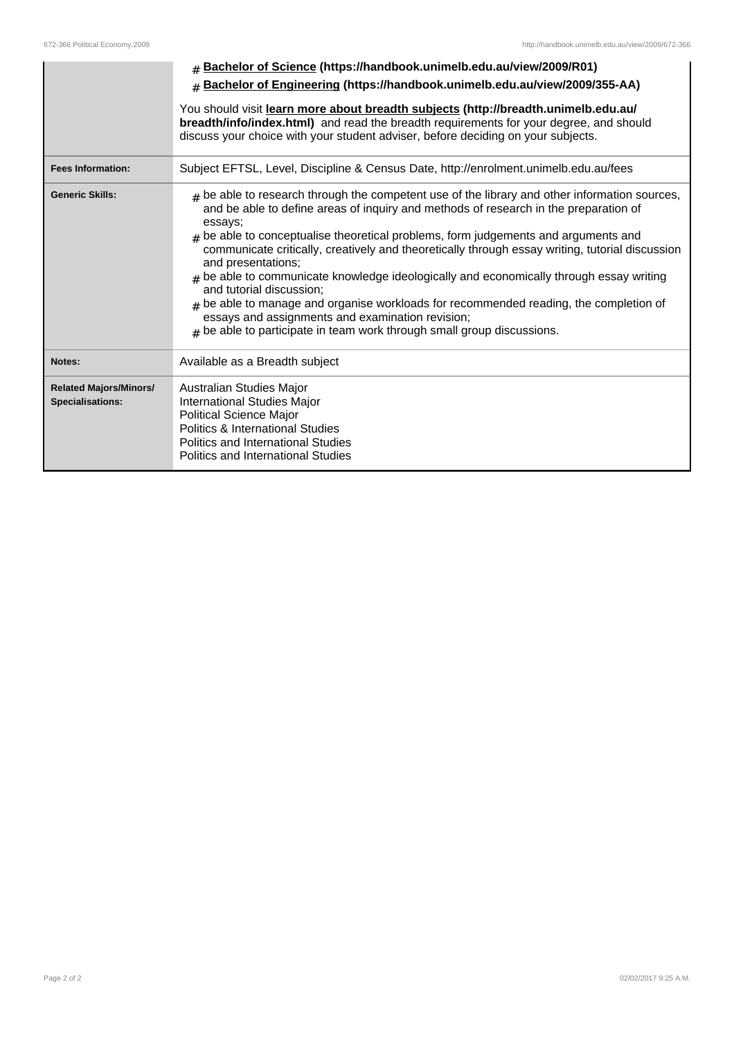| | |
|---|---|
| | # **Bachelor of Science (https://handbook.unimelb.edu.au/view/2009/R01)**<br># **Bachelor of Engineering (https://handbook.unimelb.edu.au/view/2009/355-AA)**<br><br>You should visit **learn more about breadth subjects (http://breadth.unimelb.edu.au/breadth/info/index.html)** and read the breadth requirements for your degree, and should discuss your choice with your student adviser, before deciding on your subjects. |
| **Fees Information:** | Subject EFTSL, Level, Discipline & Census Date, http://enrolment.unimelb.edu.au/fees |
| **Generic Skills:** | # be able to research through the competent use of the library and other information sources, and be able to define areas of inquiry and methods of research in the preparation of essays;<br># be able to conceptualise theoretical problems, form judgements and arguments and communicate critically, creatively and theoretically through essay writing, tutorial discussion and presentations;<br># be able to communicate knowledge ideologically and economically through essay writing and tutorial discussion;<br># be able to manage and organise workloads for recommended reading, the completion of essays and assignments and examination revision;<br># be able to participate in team work through small group discussions. |
| **Notes:** | Available as a Breadth subject |
| **Related Majors/Minors/ Specialisations:** | Australian Studies Major<br>International Studies Major<br>Political Science Major<br>Politics & International Studies<br>Politics and International Studies<br>Politics and International Studies |